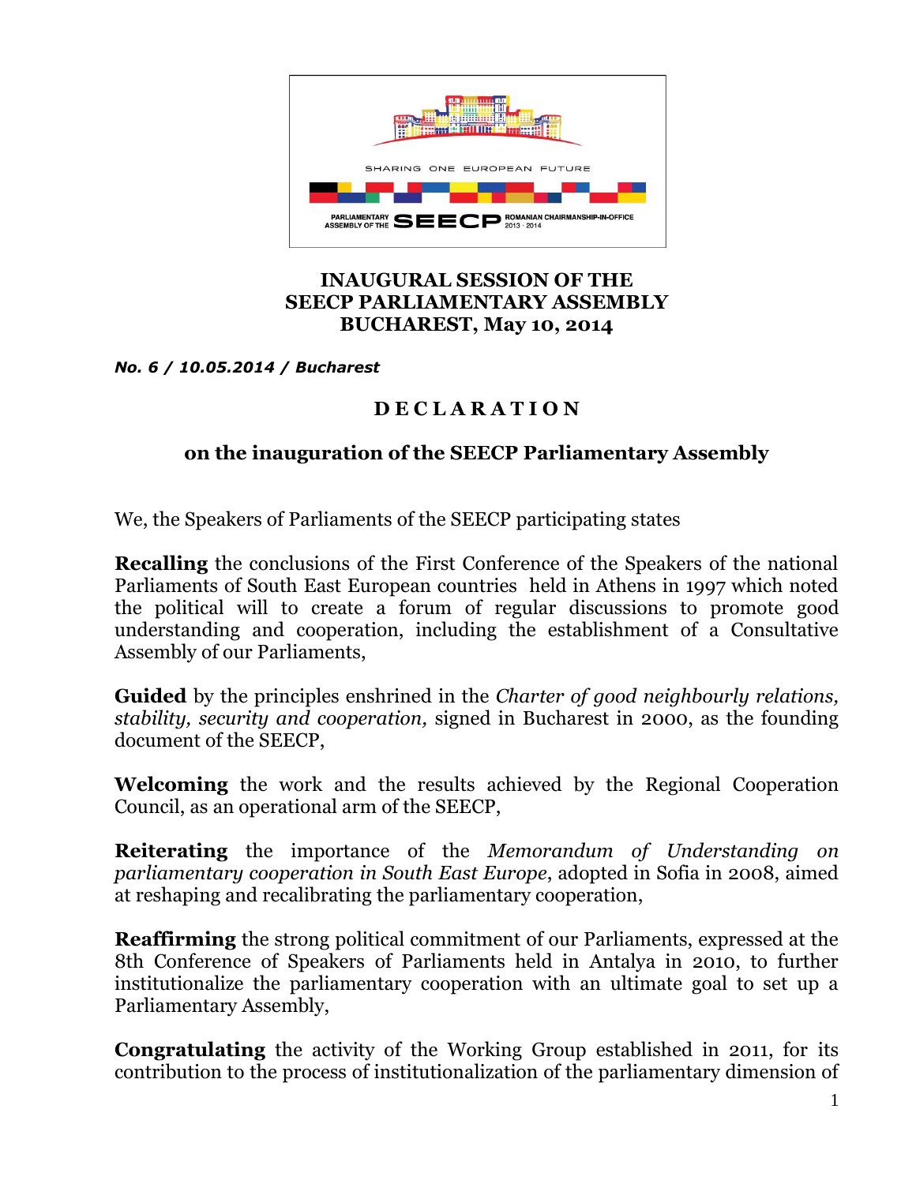SHARING ONE EUROPEAN FUTURE

PARLIAMENTARY ASSEMBLY OF THE SEECP ROMANIAN CHAIRMANSHIP-IN-OFFICE 2013 · 2014

**INAUGURAL SESSION OF THE
SEECP PARLIAMENTARY ASSEMBLY
BUCHAREST, May 10, 2014**

***No. 6 / 10.05.2014 / Bucharest***

# D E C L A R A T I O N

## on the inauguration of the SEECP Parliamentary Assembly

We, the Speakers of Parliaments of the SEECP participating states

**Recalling** the conclusions of the First Conference of the Speakers of the national Parliaments of South East European countries held in Athens in 1997 which noted the political will to create a forum of regular discussions to promote good understanding and cooperation, including the establishment of a Consultative Assembly of our Parliaments,

**Guided** by the principles enshrined in the *Charter of good neighbourly relations, stability, security and cooperation,* signed in Bucharest in 2000, as the founding document of the SEECP,

**Welcoming** the work and the results achieved by the Regional Cooperation Council, as an operational arm of the SEECP,

**Reiterating** the importance of the *Memorandum of Understanding on parliamentary cooperation in South East Europe*, adopted in Sofia in 2008, aimed at reshaping and recalibrating the parliamentary cooperation,

**Reaffirming** the strong political commitment of our Parliaments, expressed at the 8th Conference of Speakers of Parliaments held in Antalya in 2010, to further institutionalize the parliamentary cooperation with an ultimate goal to set up a Parliamentary Assembly,

**Congratulating** the activity of the Working Group established in 2011, for its contribution to the process of institutionalization of the parliamentary dimension of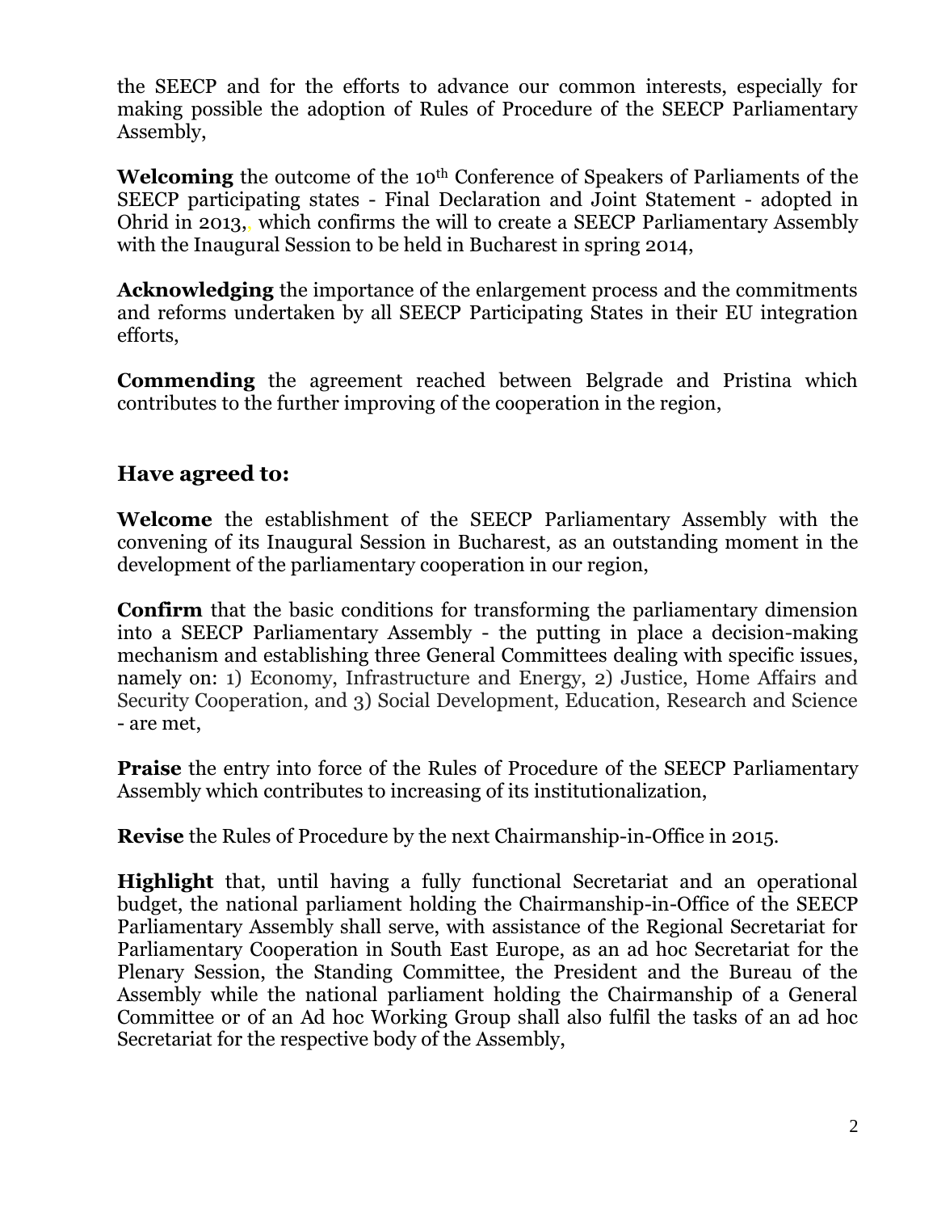the SEECP and for the efforts to advance our common interests, especially for making possible the adoption of Rules of Procedure of the SEECP Parliamentary Assembly,

**Welcoming** the outcome of the 10th Conference of Speakers of Parliaments of the SEECP participating states - Final Declaration and Joint Statement - adopted in Ohrid in 2013,, which confirms the will to create a SEECP Parliamentary Assembly with the Inaugural Session to be held in Bucharest in spring 2014,

**Acknowledging** the importance of the enlargement process and the commitments and reforms undertaken by all SEECP Participating States in their EU integration efforts,

**Commending** the agreement reached between Belgrade and Pristina which contributes to the further improving of the cooperation in the region,

## Have agreed to:

**Welcome** the establishment of the SEECP Parliamentary Assembly with the convening of its Inaugural Session in Bucharest, as an outstanding moment in the development of the parliamentary cooperation in our region,

**Confirm** that the basic conditions for transforming the parliamentary dimension into a SEECP Parliamentary Assembly - the putting in place a decision-making mechanism and establishing three General Committees dealing with specific issues, namely on: 1) Economy, Infrastructure and Energy, 2) Justice, Home Affairs and Security Cooperation, and 3) Social Development, Education, Research and Science - are met,

**Praise** the entry into force of the Rules of Procedure of the SEECP Parliamentary Assembly which contributes to increasing of its institutionalization,

**Revise** the Rules of Procedure by the next Chairmanship-in-Office in 2015.

**Highlight** that, until having a fully functional Secretariat and an operational budget, the national parliament holding the Chairmanship-in-Office of the SEECP Parliamentary Assembly shall serve, with assistance of the Regional Secretariat for Parliamentary Cooperation in South East Europe, as an ad hoc Secretariat for the Plenary Session, the Standing Committee, the President and the Bureau of the Assembly while the national parliament holding the Chairmanship of a General Committee or of an Ad hoc Working Group shall also fulfil the tasks of an ad hoc Secretariat for the respective body of the Assembly,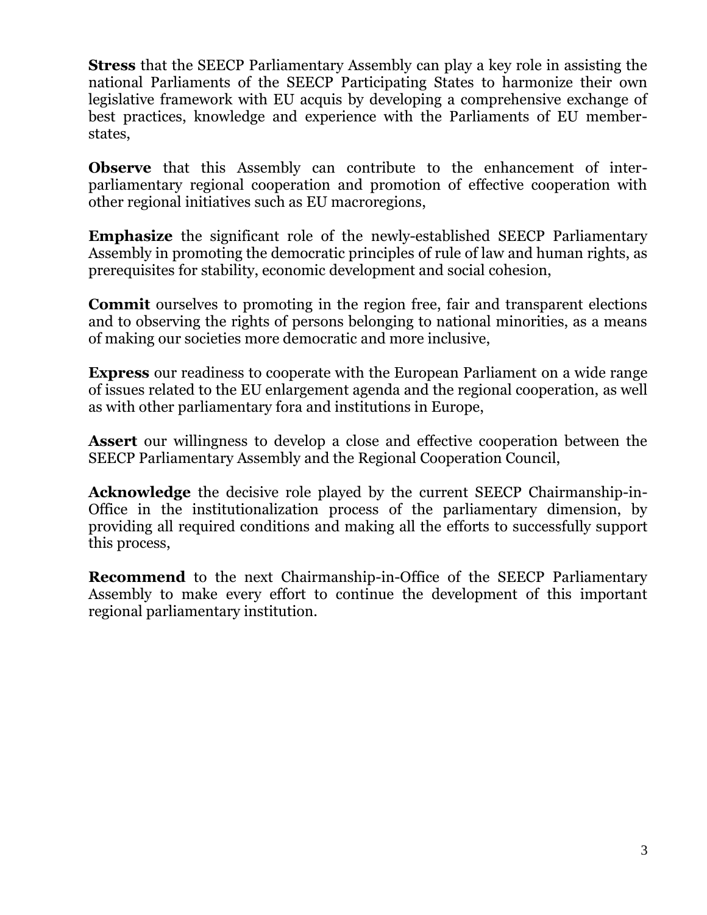**Stress** that the SEECP Parliamentary Assembly can play a key role in assisting the national Parliaments of the SEECP Participating States to harmonize their own legislative framework with EU acquis by developing a comprehensive exchange of best practices, knowledge and experience with the Parliaments of EU member-states,

**Observe** that this Assembly can contribute to the enhancement of inter-parliamentary regional cooperation and promotion of effective cooperation with other regional initiatives such as EU macroregions,

**Emphasize** the significant role of the newly-established SEECP Parliamentary Assembly in promoting the democratic principles of rule of law and human rights, as prerequisites for stability, economic development and social cohesion,

**Commit** ourselves to promoting in the region free, fair and transparent elections and to observing the rights of persons belonging to national minorities, as a means of making our societies more democratic and more inclusive,

**Express** our readiness to cooperate with the European Parliament on a wide range of issues related to the EU enlargement agenda and the regional cooperation, as well as with other parliamentary fora and institutions in Europe,

**Assert** our willingness to develop a close and effective cooperation between the SEECP Parliamentary Assembly and the Regional Cooperation Council,

**Acknowledge** the decisive role played by the current SEECP Chairmanship-in-Office in the institutionalization process of the parliamentary dimension, by providing all required conditions and making all the efforts to successfully support this process,

**Recommend** to the next Chairmanship-in-Office of the SEECP Parliamentary Assembly to make every effort to continue the development of this important regional parliamentary institution.